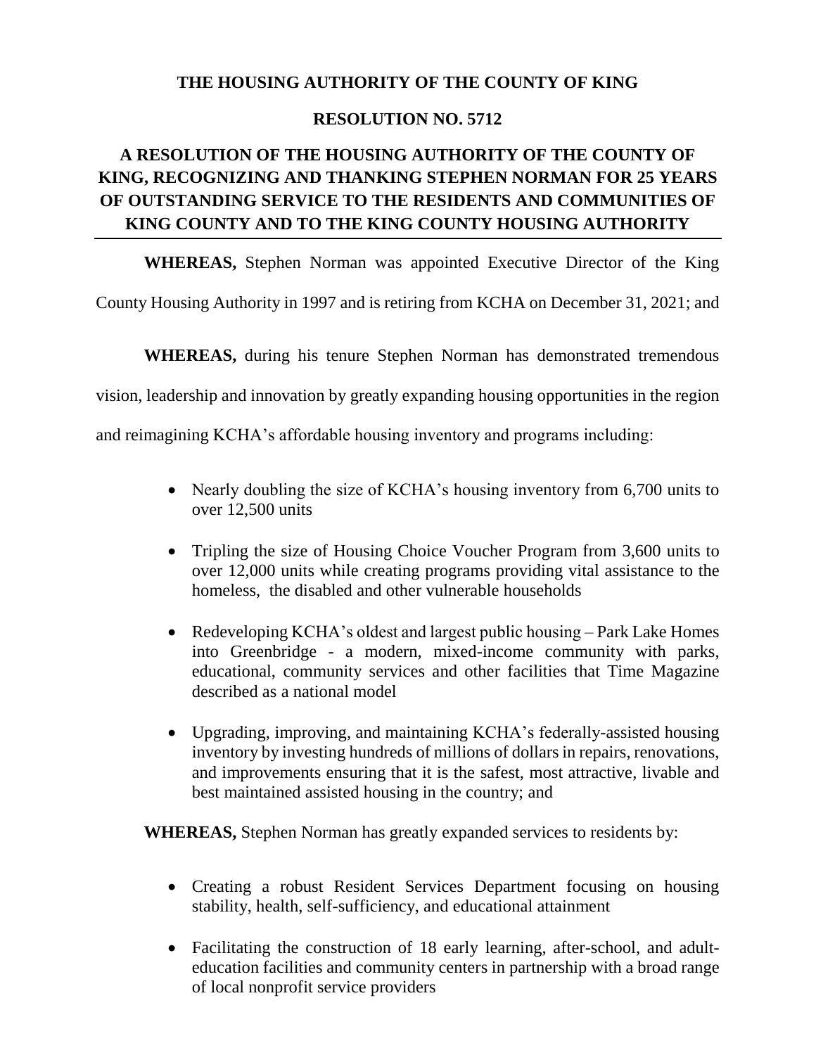**THE HOUSING AUTHORITY OF THE COUNTY OF KING**

**RESOLUTION NO. 5712**

**A RESOLUTION OF THE HOUSING AUTHORITY OF THE COUNTY OF KING, RECOGNIZING AND THANKING STEPHEN NORMAN FOR 25 YEARS OF OUTSTANDING SERVICE TO THE RESIDENTS AND COMMUNITIES OF KING COUNTY AND TO THE KING COUNTY HOUSING AUTHORITY**

---

**WHEREAS,** Stephen Norman was appointed Executive Director of the King County Housing Authority in 1997 and is retiring from KCHA on December 31, 2021; and

**WHEREAS,** during his tenure Stephen Norman has demonstrated tremendous vision, leadership and innovation by greatly expanding housing opportunities in the region and reimagining KCHA's affordable housing inventory and programs including:

- Nearly doubling the size of KCHA's housing inventory from 6,700 units to over 12,500 units
- Tripling the size of Housing Choice Voucher Program from 3,600 units to over 12,000 units while creating programs providing vital assistance to the homeless, the disabled and other vulnerable households
- Redeveloping KCHA's oldest and largest public housing – Park Lake Homes into Greenbridge - a modern, mixed-income community with parks, educational, community services and other facilities that Time Magazine described as a national model
- Upgrading, improving, and maintaining KCHA's federally-assisted housing inventory by investing hundreds of millions of dollars in repairs, renovations, and improvements ensuring that it is the safest, most attractive, livable and best maintained assisted housing in the country; and

**WHEREAS,** Stephen Norman has greatly expanded services to residents by:

- Creating a robust Resident Services Department focusing on housing stability, health, self-sufficiency, and educational attainment
- Facilitating the construction of 18 early learning, after-school, and adult-education facilities and community centers in partnership with a broad range of local nonprofit service providers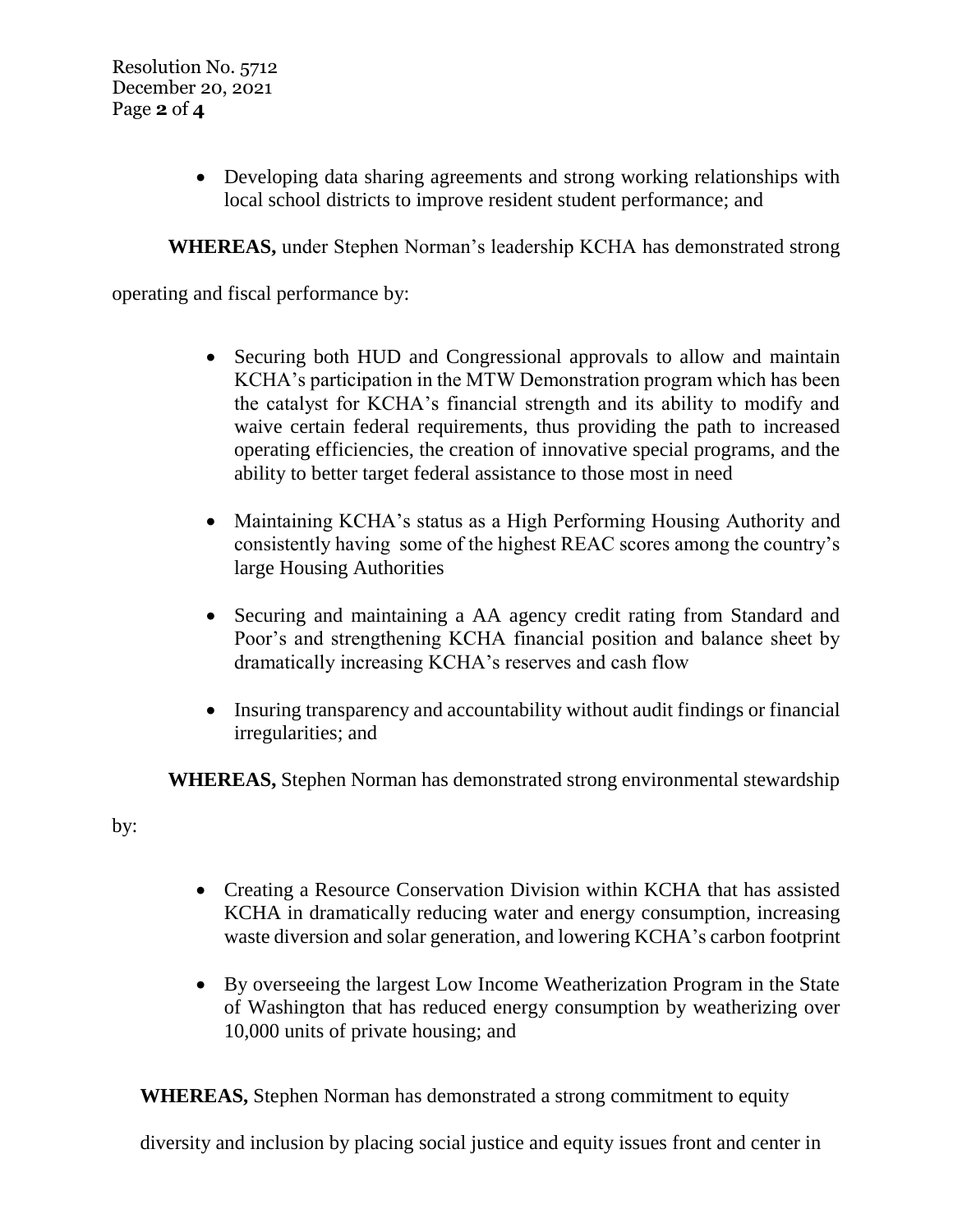- Developing data sharing agreements and strong working relationships with local school districts to improve resident student performance; and

**WHEREAS,** under Stephen Norman's leadership KCHA has demonstrated strong operating and fiscal performance by:

- Securing both HUD and Congressional approvals to allow and maintain KCHA's participation in the MTW Demonstration program which has been the catalyst for KCHA's financial strength and its ability to modify and waive certain federal requirements, thus providing the path to increased operating efficiencies, the creation of innovative special programs, and the ability to better target federal assistance to those most in need

- Maintaining KCHA's status as a High Performing Housing Authority and consistently having some of the highest REAC scores among the country's large Housing Authorities

- Securing and maintaining a AA agency credit rating from Standard and Poor's and strengthening KCHA financial position and balance sheet by dramatically increasing KCHA's reserves and cash flow

- Insuring transparency and accountability without audit findings or financial irregularities; and

**WHEREAS,** Stephen Norman has demonstrated strong environmental stewardship by:

- Creating a Resource Conservation Division within KCHA that has assisted KCHA in dramatically reducing water and energy consumption, increasing waste diversion and solar generation, and lowering KCHA's carbon footprint

- By overseeing the largest Low Income Weatherization Program in the State of Washington that has reduced energy consumption by weatherizing over 10,000 units of private housing; and

**WHEREAS,** Stephen Norman has demonstrated a strong commitment to equity diversity and inclusion by placing social justice and equity issues front and center in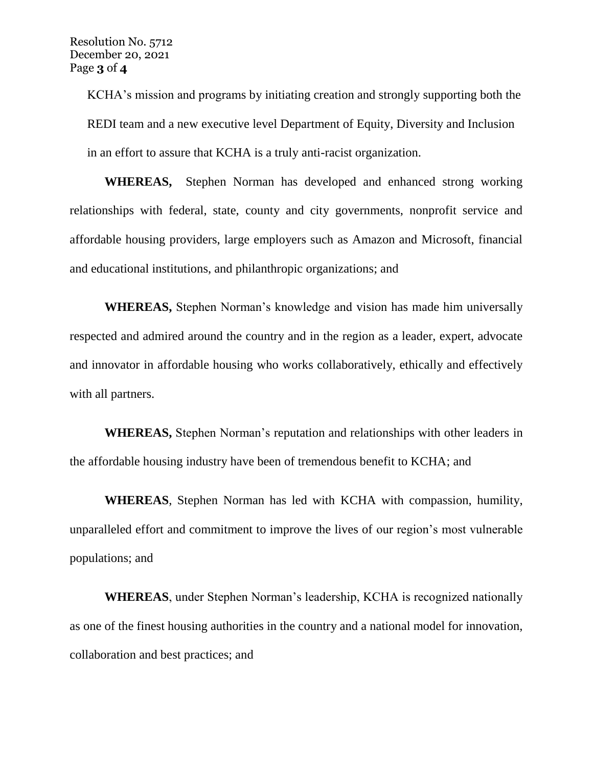KCHA's mission and programs by initiating creation and strongly supporting both the REDI team and a new executive level Department of Equity, Diversity and Inclusion in an effort to assure that KCHA is a truly anti-racist organization.

**WHEREAS,** Stephen Norman has developed and enhanced strong working relationships with federal, state, county and city governments, nonprofit service and affordable housing providers, large employers such as Amazon and Microsoft, financial and educational institutions, and philanthropic organizations; and

**WHEREAS,** Stephen Norman's knowledge and vision has made him universally respected and admired around the country and in the region as a leader, expert, advocate and innovator in affordable housing who works collaboratively, ethically and effectively with all partners.

**WHEREAS,** Stephen Norman's reputation and relationships with other leaders in the affordable housing industry have been of tremendous benefit to KCHA; and

**WHEREAS**, Stephen Norman has led with KCHA with compassion, humility, unparalleled effort and commitment to improve the lives of our region's most vulnerable populations; and

**WHEREAS**, under Stephen Norman's leadership, KCHA is recognized nationally as one of the finest housing authorities in the country and a national model for innovation, collaboration and best practices; and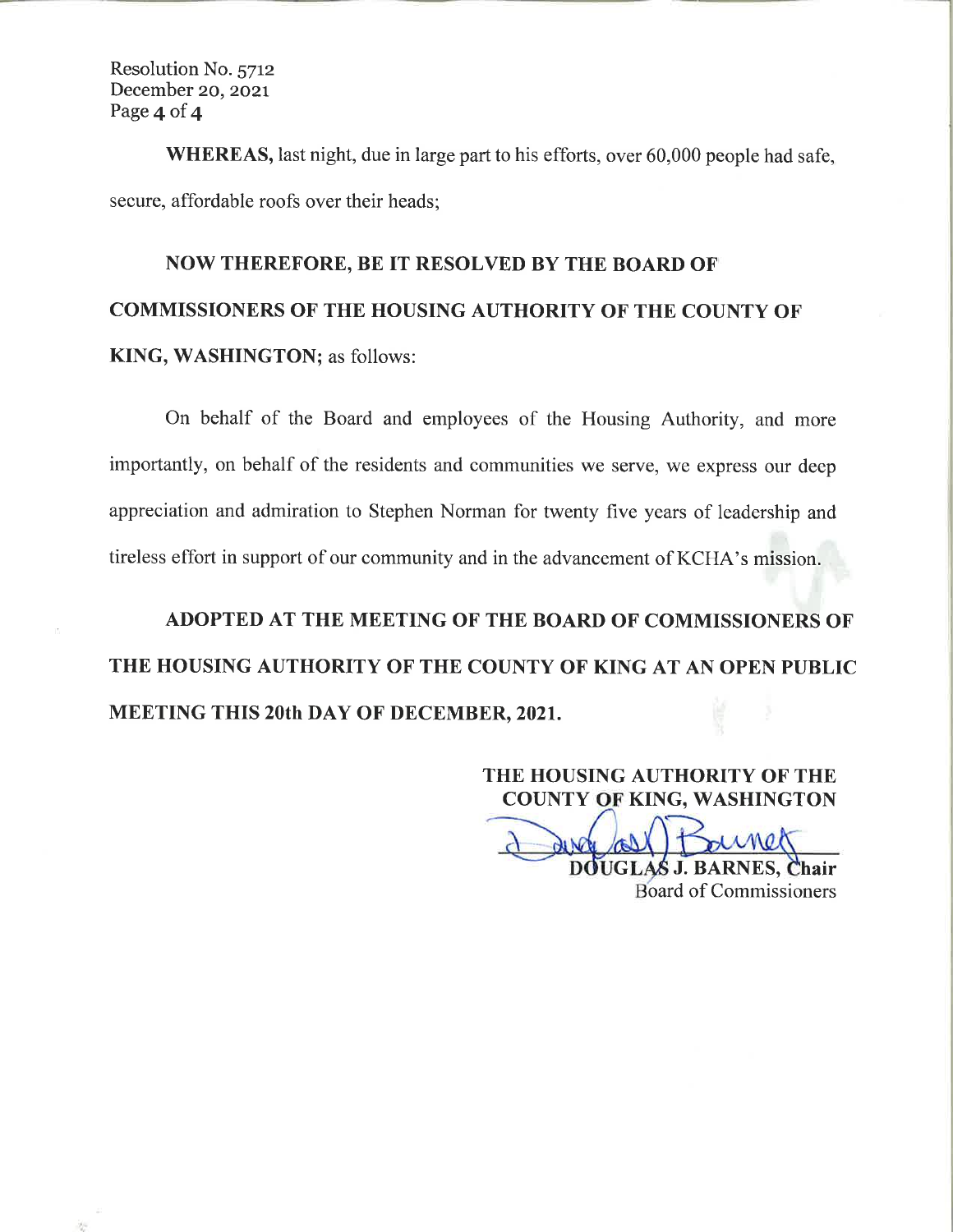**WHEREAS,** last night, due in large part to his efforts, over 60,000 people had safe, secure, affordable roofs over their heads;

**NOW THEREFORE, BE IT RESOLVED BY THE BOARD OF COMMISSIONERS OF THE HOUSING AUTHORITY OF THE COUNTY OF KING, WASHINGTON;** as follows:

On behalf of the Board and employees of the Housing Authority, and more importantly, on behalf of the residents and communities we serve, we express our deep appreciation and admiration to Stephen Norman for twenty five years of leadership and tireless effort in support of our community and in the advancement of KCHA's mission.

**ADOPTED AT THE MEETING OF THE BOARD OF COMMISSIONERS OF THE HOUSING AUTHORITY OF THE COUNTY OF KING AT AN OPEN PUBLIC MEETING THIS 20th DAY OF DECEMBER, 2021.**

**THE HOUSING AUTHORITY OF THE COUNTY OF KING, WASHINGTON**

**DOUGLAS J. BARNES, Chair**
Board of Commissioners